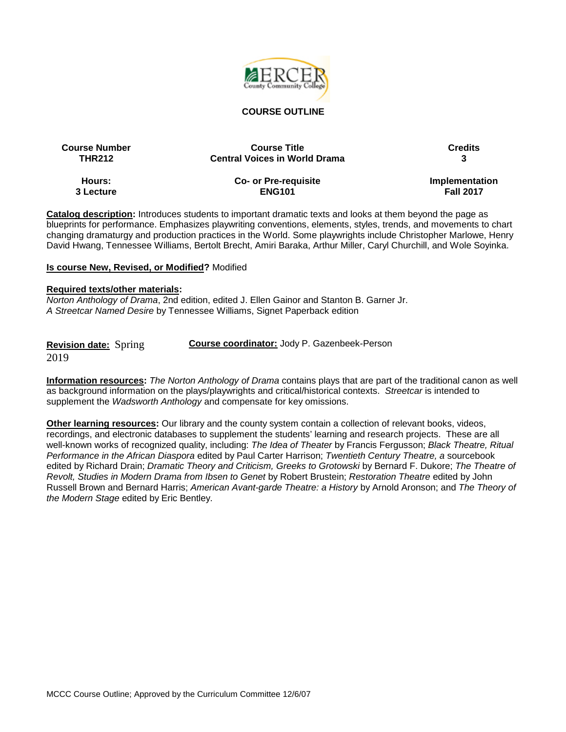## COURSE OUTLINE

| Course Number | Course Title | Credits |
|---|---|---|
| THR212 | Central Voices in World Drama | 3 |
| **Hours:** | **Co- or Pre-requisite** | **Implementation** |
| 3 Lecture | ENG101 | Fall 2017 |

**Catalog description:** Introduces students to important dramatic texts and looks at them beyond the page as blueprints for performance. Emphasizes playwriting conventions, elements, styles, trends, and movements to chart changing dramaturgy and production practices in the World. Some playwrights include Christopher Marlowe, Henry David Hwang, Tennessee Williams, Bertolt Brecht, Amiri Baraka, Arthur Miller, Caryl Churchill, and Wole Soyinka.

**Is course New, Revised, or Modified?** Modified

**Required texts/other materials:**
*Norton Anthology of Drama*, 2nd edition, edited J. Ellen Gainor and Stanton B. Garner Jr.
*A Streetcar Named Desire* by Tennessee Williams, Signet Paperback edition

**Revision date:** Spring 2019

**Course coordinator:** Jody P. Gazenbeek-Person

**Information resources:** *The Norton Anthology of Drama* contains plays that are part of the traditional canon as well as background information on the plays/playwrights and critical/historical contexts. *Streetcar* is intended to supplement the *Wadsworth Anthology* and compensate for key omissions.

**Other learning resources:** Our library and the county system contain a collection of relevant books, videos, recordings, and electronic databases to supplement the students' learning and research projects. These are all well-known works of recognized quality, including: *The Idea of Theater* by Francis Fergusson; *Black Theatre, Ritual Performance in the African Diaspora* edited by Paul Carter Harrison; *Twentieth Century Theatre, a* sourcebook edited by Richard Drain; *Dramatic Theory and Criticism, Greeks to Grotowski* by Bernard F. Dukore; *The Theatre of Revolt, Studies in Modern Drama from Ibsen to Genet* by Robert Brustein; *Restoration Theatre* edited by John Russell Brown and Bernard Harris; *American Avant-garde Theatre: a History* by Arnold Aronson; and *The Theory of the Modern Stage* edited by Eric Bentley.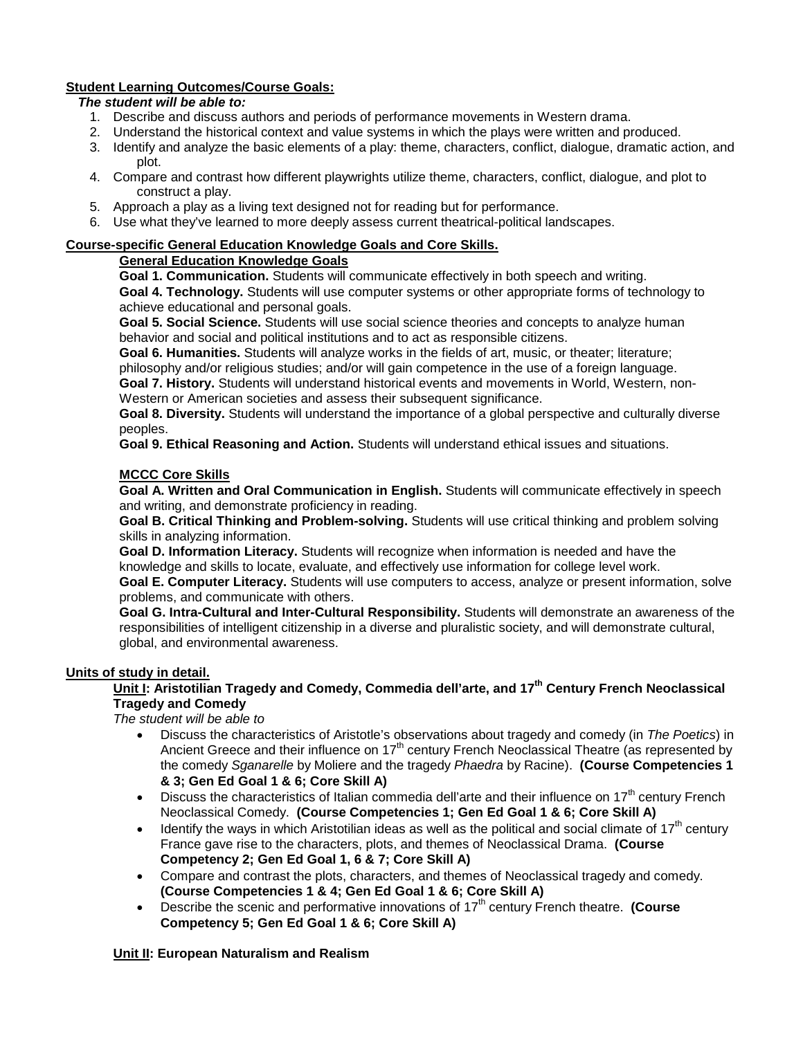**Student Learning Outcomes/Course Goals:**

***The student will be able to:***

1. Describe and discuss authors and periods of performance movements in Western drama.
2. Understand the historical context and value systems in which the plays were written and produced.
3. Identify and analyze the basic elements of a play: theme, characters, conflict, dialogue, dramatic action, and plot.
4. Compare and contrast how different playwrights utilize theme, characters, conflict, dialogue, and plot to construct a play.
5. Approach a play as a living text designed not for reading but for performance.
6. Use what they've learned to more deeply assess current theatrical-political landscapes.

**Course-specific General Education Knowledge Goals and Core Skills.**

**General Education Knowledge Goals**

**Goal 1. Communication.** Students will communicate effectively in both speech and writing.

**Goal 4. Technology.** Students will use computer systems or other appropriate forms of technology to achieve educational and personal goals.

**Goal 5. Social Science.** Students will use social science theories and concepts to analyze human behavior and social and political institutions and to act as responsible citizens.

**Goal 6. Humanities.** Students will analyze works in the fields of art, music, or theater; literature; philosophy and/or religious studies; and/or will gain competence in the use of a foreign language.

**Goal 7. History.** Students will understand historical events and movements in World, Western, non-Western or American societies and assess their subsequent significance.

**Goal 8. Diversity.** Students will understand the importance of a global perspective and culturally diverse peoples.

**Goal 9. Ethical Reasoning and Action.** Students will understand ethical issues and situations.

**MCCC Core Skills**

**Goal A. Written and Oral Communication in English.** Students will communicate effectively in speech and writing, and demonstrate proficiency in reading.

**Goal B. Critical Thinking and Problem-solving.** Students will use critical thinking and problem solving skills in analyzing information.

**Goal D. Information Literacy.** Students will recognize when information is needed and have the knowledge and skills to locate, evaluate, and effectively use information for college level work.

**Goal E. Computer Literacy.** Students will use computers to access, analyze or present information, solve problems, and communicate with others.

**Goal G. Intra-Cultural and Inter-Cultural Responsibility.** Students will demonstrate an awareness of the responsibilities of intelligent citizenship in a diverse and pluralistic society, and will demonstrate cultural, global, and environmental awareness.

**Units of study in detail.**

**Unit I: Aristotilian Tragedy and Comedy, Commedia dell'arte, and 17th Century French Neoclassical Tragedy and Comedy**

*The student will be able to*

- Discuss the characteristics of Aristotle's observations about tragedy and comedy (in *The Poetics*) in Ancient Greece and their influence on 17th century French Neoclassical Theatre (as represented by the comedy *Sganarelle* by Moliere and the tragedy *Phaedra* by Racine). **(Course Competencies 1 & 3; Gen Ed Goal 1 & 6; Core Skill A)**
- Discuss the characteristics of Italian commedia dell'arte and their influence on 17th century French Neoclassical Comedy. **(Course Competencies 1; Gen Ed Goal 1 & 6; Core Skill A)**
- Identify the ways in which Aristotilian ideas as well as the political and social climate of 17th century France gave rise to the characters, plots, and themes of Neoclassical Drama. **(Course Competency 2; Gen Ed Goal 1, 6 & 7; Core Skill A)**
- Compare and contrast the plots, characters, and themes of Neoclassical tragedy and comedy. **(Course Competencies 1 & 4; Gen Ed Goal 1 & 6; Core Skill A)**
- Describe the scenic and performative innovations of 17th century French theatre. **(Course Competency 5; Gen Ed Goal 1 & 6; Core Skill A)**

**Unit II: European Naturalism and Realism**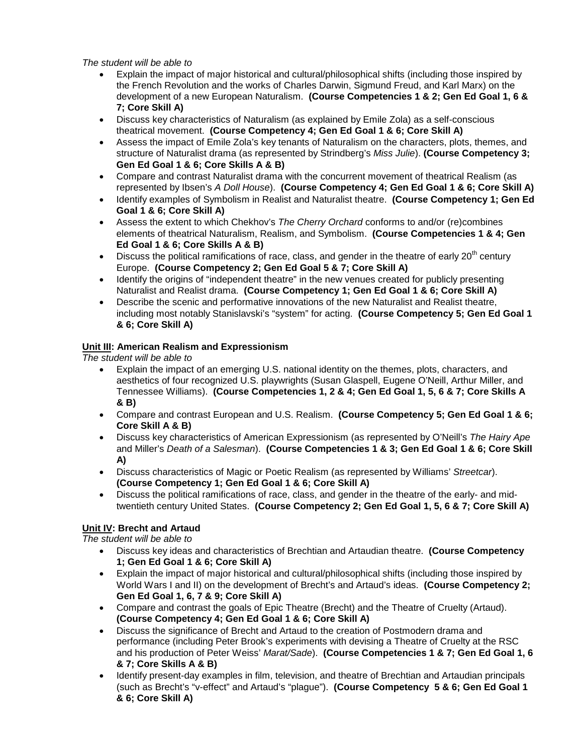*The student will be able to*

- Explain the impact of major historical and cultural/philosophical shifts (including those inspired by the French Revolution and the works of Charles Darwin, Sigmund Freud, and Karl Marx) on the development of a new European Naturalism. **(Course Competencies 1 & 2; Gen Ed Goal 1, 6 & 7; Core Skill A)**
- Discuss key characteristics of Naturalism (as explained by Emile Zola) as a self-conscious theatrical movement. **(Course Competency 4; Gen Ed Goal 1 & 6; Core Skill A)**
- Assess the impact of Emile Zola's key tenants of Naturalism on the characters, plots, themes, and structure of Naturalist drama (as represented by Strindberg's *Miss Julie*). **(Course Competency 3; Gen Ed Goal 1 & 6; Core Skills A & B)**
- Compare and contrast Naturalist drama with the concurrent movement of theatrical Realism (as represented by Ibsen's *A Doll House*). **(Course Competency 4; Gen Ed Goal 1 & 6; Core Skill A)**
- Identify examples of Symbolism in Realist and Naturalist theatre. **(Course Competency 1; Gen Ed Goal 1 & 6; Core Skill A)**
- Assess the extent to which Chekhov's *The Cherry Orchard* conforms to and/or (re)combines elements of theatrical Naturalism, Realism, and Symbolism. **(Course Competencies 1 & 4; Gen Ed Goal 1 & 6; Core Skills A & B)**
- Discuss the political ramifications of race, class, and gender in the theatre of early 20th century Europe. **(Course Competency 2; Gen Ed Goal 5 & 7; Core Skill A)**
- Identify the origins of "independent theatre" in the new venues created for publicly presenting Naturalist and Realist drama. **(Course Competency 1; Gen Ed Goal 1 & 6; Core Skill A)**
- Describe the scenic and performative innovations of the new Naturalist and Realist theatre, including most notably Stanislavski's "system" for acting. **(Course Competency 5; Gen Ed Goal 1 & 6; Core Skill A)**

**Unit III: American Realism and Expressionism**

*The student will be able to*

- Explain the impact of an emerging U.S. national identity on the themes, plots, characters, and aesthetics of four recognized U.S. playwrights (Susan Glaspell, Eugene O'Neill, Arthur Miller, and Tennessee Williams). **(Course Competencies 1, 2 & 4; Gen Ed Goal 1, 5, 6 & 7; Core Skills A & B)**
- Compare and contrast European and U.S. Realism. **(Course Competency 5; Gen Ed Goal 1 & 6; Core Skill A & B)**
- Discuss key characteristics of American Expressionism (as represented by O'Neill's *The Hairy Ape* and Miller's *Death of a Salesman*). **(Course Competencies 1 & 3; Gen Ed Goal 1 & 6; Core Skill A)**
- Discuss characteristics of Magic or Poetic Realism (as represented by Williams' *Streetcar*). **(Course Competency 1; Gen Ed Goal 1 & 6; Core Skill A)**
- Discuss the political ramifications of race, class, and gender in the theatre of the early- and mid-twentieth century United States. **(Course Competency 2; Gen Ed Goal 1, 5, 6 & 7; Core Skill A)**

**Unit IV: Brecht and Artaud**

*The student will be able to*

- Discuss key ideas and characteristics of Brechtian and Artaudian theatre. **(Course Competency 1; Gen Ed Goal 1 & 6; Core Skill A)**
- Explain the impact of major historical and cultural/philosophical shifts (including those inspired by World Wars I and II) on the development of Brecht's and Artaud's ideas. **(Course Competency 2; Gen Ed Goal 1, 6, 7 & 9; Core Skill A)**
- Compare and contrast the goals of Epic Theatre (Brecht) and the Theatre of Cruelty (Artaud). **(Course Competency 4; Gen Ed Goal 1 & 6; Core Skill A)**
- Discuss the significance of Brecht and Artaud to the creation of Postmodern drama and performance (including Peter Brook's experiments with devising a Theatre of Cruelty at the RSC and his production of Peter Weiss' *Marat/Sade*). **(Course Competencies 1 & 7; Gen Ed Goal 1, 6 & 7; Core Skills A & B)**
- Identify present-day examples in film, television, and theatre of Brechtian and Artaudian principals (such as Brecht's "v-effect" and Artaud's "plague"). **(Course Competency 5 & 6; Gen Ed Goal 1 & 6; Core Skill A)**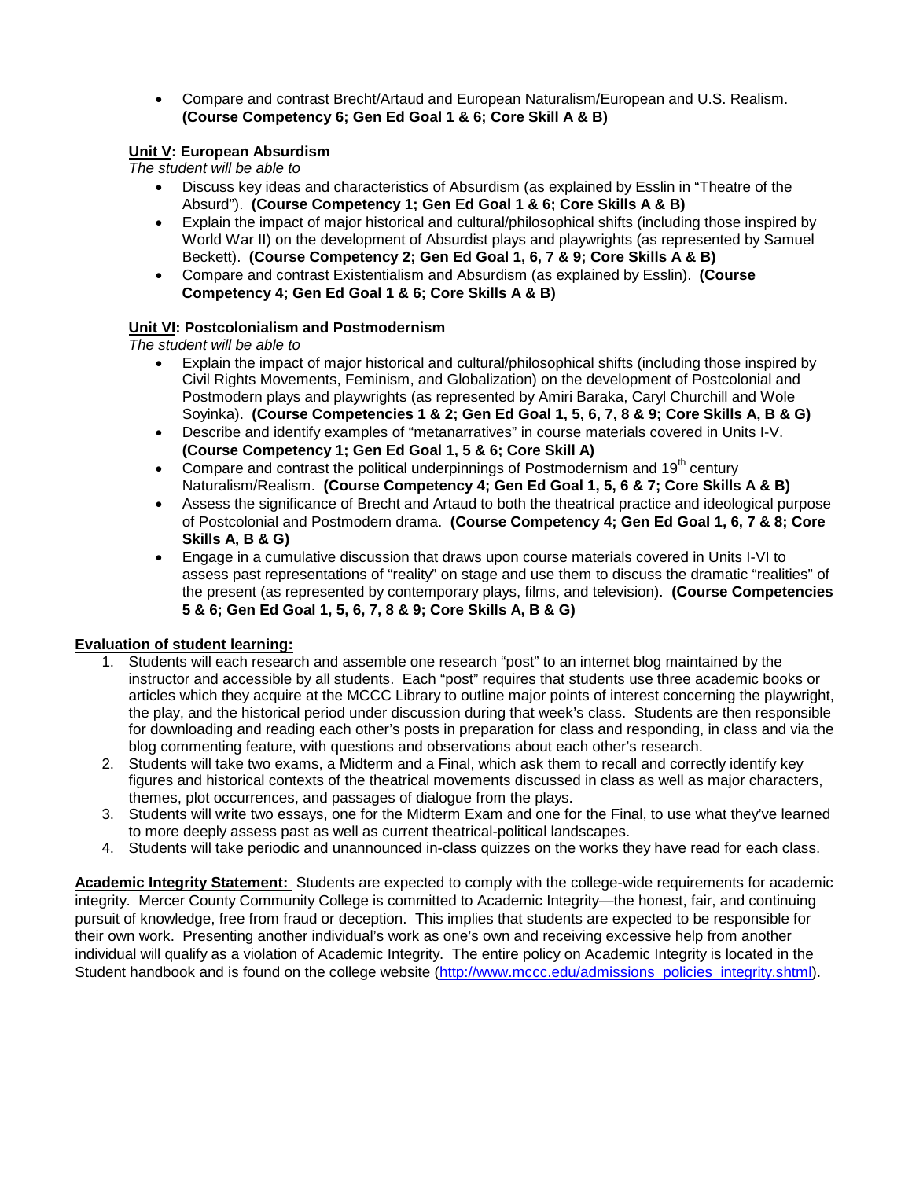- Compare and contrast Brecht/Artaud and European Naturalism/European and U.S. Realism. **(Course Competency 6; Gen Ed Goal 1 & 6; Core Skill A & B)**

**<u>Unit V</u>: European Absurdism**

*The student will be able to*

- Discuss key ideas and characteristics of Absurdism (as explained by Esslin in "Theatre of the Absurd"). **(Course Competency 1; Gen Ed Goal 1 & 6; Core Skills A & B)**
- Explain the impact of major historical and cultural/philosophical shifts (including those inspired by World War II) on the development of Absurdist plays and playwrights (as represented by Samuel Beckett). **(Course Competency 2; Gen Ed Goal 1, 6, 7 & 9; Core Skills A & B)**
- Compare and contrast Existentialism and Absurdism (as explained by Esslin). **(Course Competency 4; Gen Ed Goal 1 & 6; Core Skills A & B)**

**<u>Unit VI</u>: Postcolonialism and Postmodernism**

*The student will be able to*

- Explain the impact of major historical and cultural/philosophical shifts (including those inspired by Civil Rights Movements, Feminism, and Globalization) on the development of Postcolonial and Postmodern plays and playwrights (as represented by Amiri Baraka, Caryl Churchill and Wole Soyinka). **(Course Competencies 1 & 2; Gen Ed Goal 1, 5, 6, 7, 8 & 9; Core Skills A, B & G)**
- Describe and identify examples of "metanarratives" in course materials covered in Units I-V. **(Course Competency 1; Gen Ed Goal 1, 5 & 6; Core Skill A)**
- Compare and contrast the political underpinnings of Postmodernism and 19th century Naturalism/Realism. **(Course Competency 4; Gen Ed Goal 1, 5, 6 & 7; Core Skills A & B)**
- Assess the significance of Brecht and Artaud to both the theatrical practice and ideological purpose of Postcolonial and Postmodern drama. **(Course Competency 4; Gen Ed Goal 1, 6, 7 & 8; Core Skills A, B & G)**
- Engage in a cumulative discussion that draws upon course materials covered in Units I-VI to assess past representations of "reality" on stage and use them to discuss the dramatic "realities" of the present (as represented by contemporary plays, films, and television). **(Course Competencies 5 & 6; Gen Ed Goal 1, 5, 6, 7, 8 & 9; Core Skills A, B & G)**

**<u>Evaluation of student learning:</u>**

1. Students will each research and assemble one research "post" to an internet blog maintained by the instructor and accessible by all students. Each "post" requires that students use three academic books or articles which they acquire at the MCCC Library to outline major points of interest concerning the playwright, the play, and the historical period under discussion during that week's class. Students are then responsible for downloading and reading each other's posts in preparation for class and responding, in class and via the blog commenting feature, with questions and observations about each other's research.
2. Students will take two exams, a Midterm and a Final, which ask them to recall and correctly identify key figures and historical contexts of the theatrical movements discussed in class as well as major characters, themes, plot occurrences, and passages of dialogue from the plays.
3. Students will write two essays, one for the Midterm Exam and one for the Final, to use what they've learned to more deeply assess past as well as current theatrical-political landscapes.
4. Students will take periodic and unannounced in-class quizzes on the works they have read for each class.

**<u>Academic Integrity Statement:</u>** Students are expected to comply with the college-wide requirements for academic integrity. Mercer County Community College is committed to Academic Integrity—the honest, fair, and continuing pursuit of knowledge, free from fraud or deception. This implies that students are expected to be responsible for their own work. Presenting another individual's work as one's own and receiving excessive help from another individual will qualify as a violation of Academic Integrity. The entire policy on Academic Integrity is located in the Student handbook and is found on the college website (http://www.mccc.edu/admissions_policies_integrity.shtml).